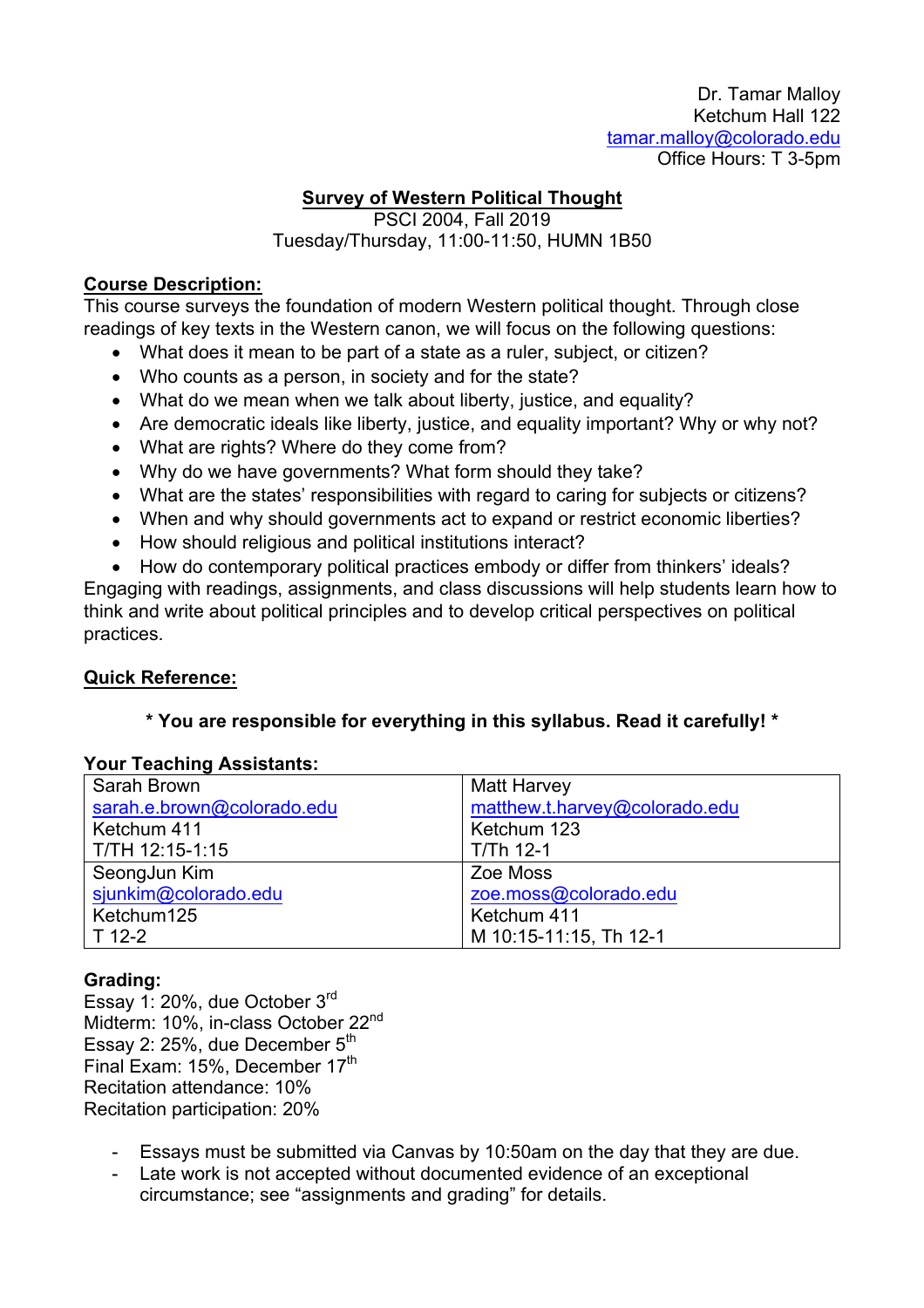Dr. Tamar Malloy
Ketchum Hall 122
tamar.malloy@colorado.edu
Office Hours: T 3-5pm

# Survey of Western Political Thought

PSCI 2004, Fall 2019
Tuesday/Thursday, 11:00-11:50, HUMN 1B50

## Course Description:

This course surveys the foundation of modern Western political thought. Through close readings of key texts in the Western canon, we will focus on the following questions:

- What does it mean to be part of a state as a ruler, subject, or citizen?
- Who counts as a person, in society and for the state?
- What do we mean when we talk about liberty, justice, and equality?
- Are democratic ideals like liberty, justice, and equality important? Why or why not?
- What are rights? Where do they come from?
- Why do we have governments? What form should they take?
- What are the states' responsibilities with regard to caring for subjects or citizens?
- When and why should governments act to expand or restrict economic liberties?
- How should religious and political institutions interact?
- How do contemporary political practices embody or differ from thinkers' ideals?

Engaging with readings, assignments, and class discussions will help students learn how to think and write about political principles and to develop critical perspectives on political practices.

## Quick Reference:

**\* You are responsible for everything in this syllabus. Read it carefully! \***

**Your Teaching Assistants:**

| | |
|---|---|
| Sarah Brown<br>sarah.e.brown@colorado.edu<br>Ketchum 411<br>T/TH 12:15-1:15 | Matt Harvey<br>matthew.t.harvey@colorado.edu<br>Ketchum 123<br>T/Th 12-1 |
| SeongJun Kim<br>sjunkim@colorado.edu<br>Ketchum125<br>T 12-2 | Zoe Moss<br>zoe.moss@colorado.edu<br>Ketchum 411<br>M 10:15-11:15, Th 12-1 |

**Grading:**

Essay 1: 20%, due October 3rd
Midterm: 10%, in-class October 22nd
Essay 2: 25%, due December 5th
Final Exam: 15%, December 17th
Recitation attendance: 10%
Recitation participation: 20%

- Essays must be submitted via Canvas by 10:50am on the day that they are due.
- Late work is not accepted without documented evidence of an exceptional circumstance; see "assignments and grading" for details.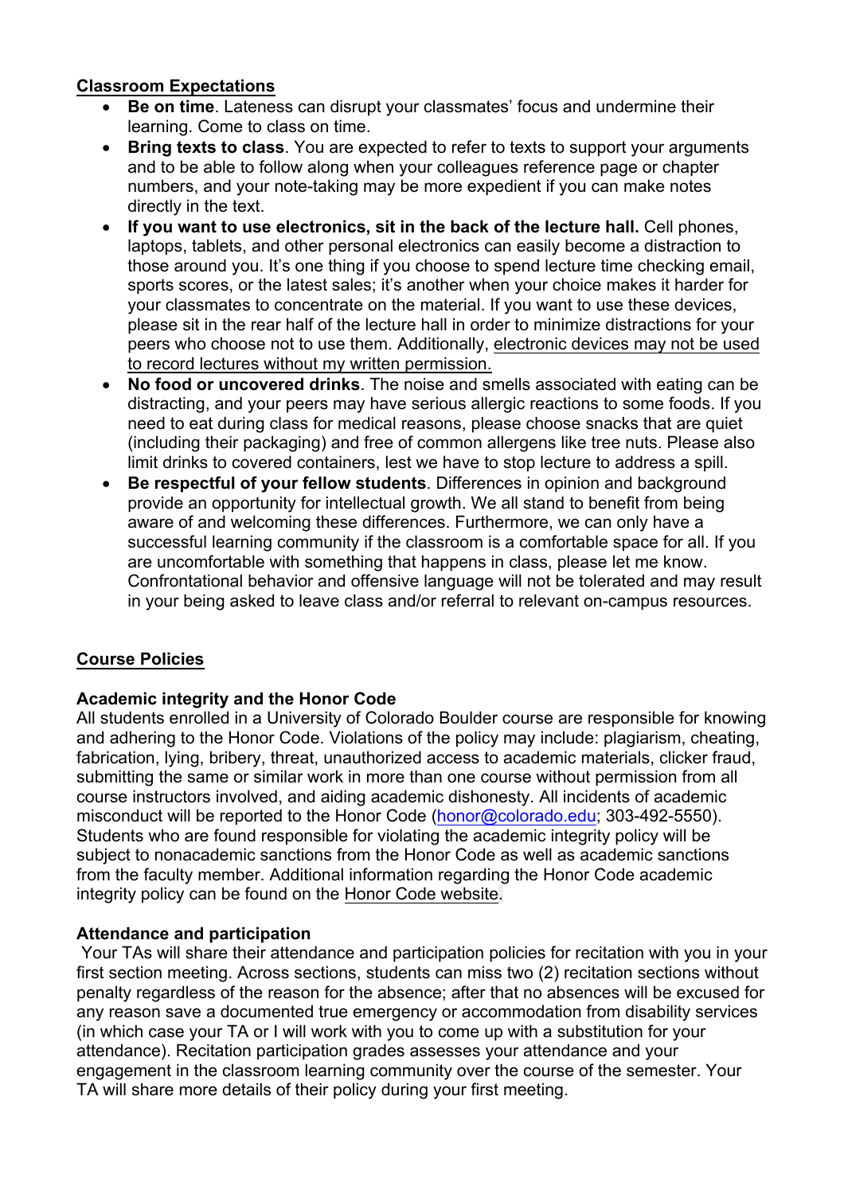## Classroom Expectations

- **Be on time**. Lateness can disrupt your classmates' focus and undermine their learning. Come to class on time.
- **Bring texts to class**. You are expected to refer to texts to support your arguments and to be able to follow along when your colleagues reference page or chapter numbers, and your note-taking may be more expedient if you can make notes directly in the text.
- **If you want to use electronics, sit in the back of the lecture hall.** Cell phones, laptops, tablets, and other personal electronics can easily become a distraction to those around you. It's one thing if you choose to spend lecture time checking email, sports scores, or the latest sales; it's another when your choice makes it harder for your classmates to concentrate on the material. If you want to use these devices, please sit in the rear half of the lecture hall in order to minimize distractions for your peers who choose not to use them. Additionally, electronic devices may not be used to record lectures without my written permission.
- **No food or uncovered drinks**. The noise and smells associated with eating can be distracting, and your peers may have serious allergic reactions to some foods. If you need to eat during class for medical reasons, please choose snacks that are quiet (including their packaging) and free of common allergens like tree nuts. Please also limit drinks to covered containers, lest we have to stop lecture to address a spill.
- **Be respectful of your fellow students**. Differences in opinion and background provide an opportunity for intellectual growth. We all stand to benefit from being aware of and welcoming these differences. Furthermore, we can only have a successful learning community if the classroom is a comfortable space for all. If you are uncomfortable with something that happens in class, please let me know. Confrontational behavior and offensive language will not be tolerated and may result in your being asked to leave class and/or referral to relevant on-campus resources.

## Course Policies

### Academic integrity and the Honor Code

All students enrolled in a University of Colorado Boulder course are responsible for knowing and adhering to the Honor Code. Violations of the policy may include: plagiarism, cheating, fabrication, lying, bribery, threat, unauthorized access to academic materials, clicker fraud, submitting the same or similar work in more than one course without permission from all course instructors involved, and aiding academic dishonesty. All incidents of academic misconduct will be reported to the Honor Code (honor@colorado.edu; 303-492-5550). Students who are found responsible for violating the academic integrity policy will be subject to nonacademic sanctions from the Honor Code as well as academic sanctions from the faculty member. Additional information regarding the Honor Code academic integrity policy can be found on the Honor Code website.

### Attendance and participation

Your TAs will share their attendance and participation policies for recitation with you in your first section meeting. Across sections, students can miss two (2) recitation sections without penalty regardless of the reason for the absence; after that no absences will be excused for any reason save a documented true emergency or accommodation from disability services (in which case your TA or I will work with you to come up with a substitution for your attendance). Recitation participation grades assesses your attendance and your engagement in the classroom learning community over the course of the semester. Your TA will share more details of their policy during your first meeting.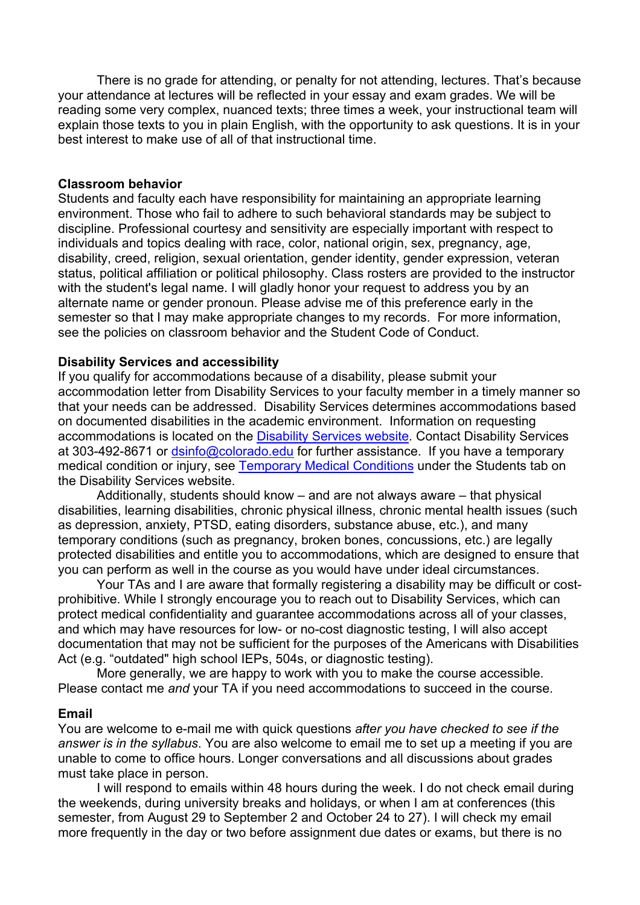There is no grade for attending, or penalty for not attending, lectures. That's because your attendance at lectures will be reflected in your essay and exam grades. We will be reading some very complex, nuanced texts; three times a week, your instructional team will explain those texts to you in plain English, with the opportunity to ask questions. It is in your best interest to make use of all of that instructional time.

**Classroom behavior**

Students and faculty each have responsibility for maintaining an appropriate learning environment. Those who fail to adhere to such behavioral standards may be subject to discipline. Professional courtesy and sensitivity are especially important with respect to individuals and topics dealing with race, color, national origin, sex, pregnancy, age, disability, creed, religion, sexual orientation, gender identity, gender expression, veteran status, political affiliation or political philosophy. Class rosters are provided to the instructor with the student's legal name. I will gladly honor your request to address you by an alternate name or gender pronoun. Please advise me of this preference early in the semester so that I may make appropriate changes to my records. For more information, see the policies on classroom behavior and the Student Code of Conduct.

**Disability Services and accessibility**

If you qualify for accommodations because of a disability, please submit your accommodation letter from Disability Services to your faculty member in a timely manner so that your needs can be addressed. Disability Services determines accommodations based on documented disabilities in the academic environment. Information on requesting accommodations is located on the Disability Services website. Contact Disability Services at 303-492-8671 or dsinfo@colorado.edu for further assistance. If you have a temporary medical condition or injury, see Temporary Medical Conditions under the Students tab on the Disability Services website.

Additionally, students should know – and are not always aware – that physical disabilities, learning disabilities, chronic physical illness, chronic mental health issues (such as depression, anxiety, PTSD, eating disorders, substance abuse, etc.), and many temporary conditions (such as pregnancy, broken bones, concussions, etc.) are legally protected disabilities and entitle you to accommodations, which are designed to ensure that you can perform as well in the course as you would have under ideal circumstances.

Your TAs and I are aware that formally registering a disability may be difficult or cost-prohibitive. While I strongly encourage you to reach out to Disability Services, which can protect medical confidentiality and guarantee accommodations across all of your classes, and which may have resources for low- or no-cost diagnostic testing, I will also accept documentation that may not be sufficient for the purposes of the Americans with Disabilities Act (e.g. "outdated" high school IEPs, 504s, or diagnostic testing).

More generally, we are happy to work with you to make the course accessible. Please contact me *and* your TA if you need accommodations to succeed in the course.

**Email**

You are welcome to e-mail me with quick questions *after you have checked to see if the answer is in the syllabus*. You are also welcome to email me to set up a meeting if you are unable to come to office hours. Longer conversations and all discussions about grades must take place in person.

I will respond to emails within 48 hours during the week. I do not check email during the weekends, during university breaks and holidays, or when I am at conferences (this semester, from August 29 to September 2 and October 24 to 27). I will check my email more frequently in the day or two before assignment due dates or exams, but there is no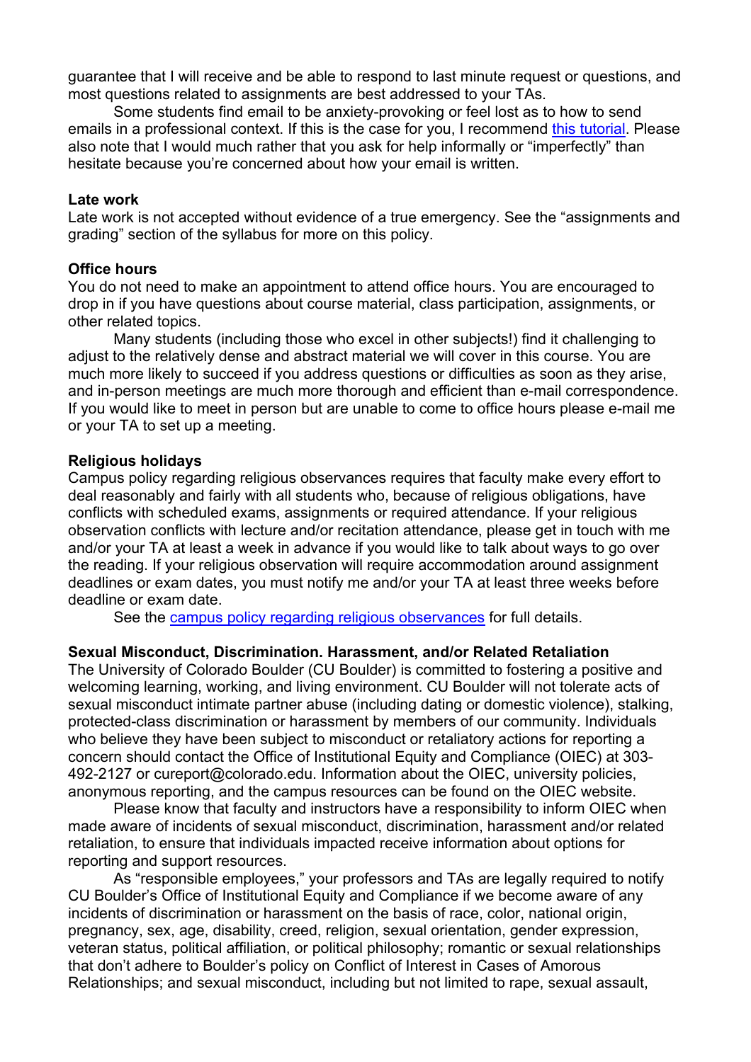guarantee that I will receive and be able to respond to last minute request or questions, and most questions related to assignments are best addressed to your TAs.

Some students find email to be anxiety-provoking or feel lost as to how to send emails in a professional context. If this is the case for you, I recommend this tutorial. Please also note that I would much rather that you ask for help informally or "imperfectly" than hesitate because you're concerned about how your email is written.

**Late work**
Late work is not accepted without evidence of a true emergency. See the "assignments and grading" section of the syllabus for more on this policy.

**Office hours**
You do not need to make an appointment to attend office hours. You are encouraged to drop in if you have questions about course material, class participation, assignments, or other related topics.

Many students (including those who excel in other subjects!) find it challenging to adjust to the relatively dense and abstract material we will cover in this course. You are much more likely to succeed if you address questions or difficulties as soon as they arise, and in-person meetings are much more thorough and efficient than e-mail correspondence. If you would like to meet in person but are unable to come to office hours please e-mail me or your TA to set up a meeting.

**Religious holidays**
Campus policy regarding religious observances requires that faculty make every effort to deal reasonably and fairly with all students who, because of religious obligations, have conflicts with scheduled exams, assignments or required attendance. If your religious observation conflicts with lecture and/or recitation attendance, please get in touch with me and/or your TA at least a week in advance if you would like to talk about ways to go over the reading. If your religious observation will require accommodation around assignment deadlines or exam dates, you must notify me and/or your TA at least three weeks before deadline or exam date.

See the campus policy regarding religious observances for full details.

**Sexual Misconduct, Discrimination. Harassment, and/or Related Retaliation**
The University of Colorado Boulder (CU Boulder) is committed to fostering a positive and welcoming learning, working, and living environment. CU Boulder will not tolerate acts of sexual misconduct intimate partner abuse (including dating or domestic violence), stalking, protected-class discrimination or harassment by members of our community. Individuals who believe they have been subject to misconduct or retaliatory actions for reporting a concern should contact the Office of Institutional Equity and Compliance (OIEC) at 303-492-2127 or cureport@colorado.edu. Information about the OIEC, university policies, anonymous reporting, and the campus resources can be found on the OIEC website.

Please know that faculty and instructors have a responsibility to inform OIEC when made aware of incidents of sexual misconduct, discrimination, harassment and/or related retaliation, to ensure that individuals impacted receive information about options for reporting and support resources.

As "responsible employees," your professors and TAs are legally required to notify CU Boulder's Office of Institutional Equity and Compliance if we become aware of any incidents of discrimination or harassment on the basis of race, color, national origin, pregnancy, sex, age, disability, creed, religion, sexual orientation, gender expression, veteran status, political affiliation, or political philosophy; romantic or sexual relationships that don't adhere to Boulder's policy on Conflict of Interest in Cases of Amorous Relationships; and sexual misconduct, including but not limited to rape, sexual assault,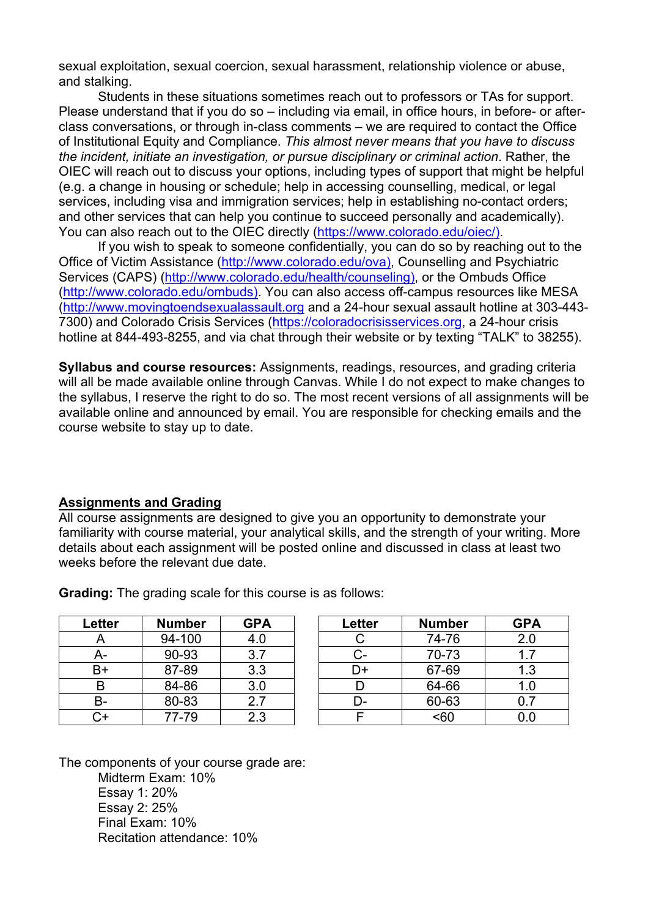sexual exploitation, sexual coercion, sexual harassment, relationship violence or abuse, and stalking.

Students in these situations sometimes reach out to professors or TAs for support. Please understand that if you do so – including via email, in office hours, in before- or after-class conversations, or through in-class comments – we are required to contact the Office of Institutional Equity and Compliance. *This almost never means that you have to discuss the incident, initiate an investigation, or pursue disciplinary or criminal action*. Rather, the OIEC will reach out to discuss your options, including types of support that might be helpful (e.g. a change in housing or schedule; help in accessing counselling, medical, or legal services, including visa and immigration services; help in establishing no-contact orders; and other services that can help you continue to succeed personally and academically). You can also reach out to the OIEC directly (https://www.colorado.edu/oiec/).

If you wish to speak to someone confidentially, you can do so by reaching out to the Office of Victim Assistance (http://www.colorado.edu/ova), Counselling and Psychiatric Services (CAPS) (http://www.colorado.edu/health/counseling), or the Ombuds Office (http://www.colorado.edu/ombuds). You can also access off-campus resources like MESA (http://www.movingtoendsexualassault.org and a 24-hour sexual assault hotline at 303-443-7300) and Colorado Crisis Services (https://coloradocrisisservices.org, a 24-hour crisis hotline at 844-493-8255, and via chat through their website or by texting "TALK" to 38255).

**Syllabus and course resources:** Assignments, readings, resources, and grading criteria will all be made available online through Canvas. While I do not expect to make changes to the syllabus, I reserve the right to do so. The most recent versions of all assignments will be available online and announced by email. You are responsible for checking emails and the course website to stay up to date.

## Assignments and Grading

All course assignments are designed to give you an opportunity to demonstrate your familiarity with course material, your analytical skills, and the strength of your writing. More details about each assignment will be posted online and discussed in class at least two weeks before the relevant due date.

**Grading:** The grading scale for this course is as follows:

| Letter | Number | GPA |
|---|---|---|
| A | 94-100 | 4.0 |
| A- | 90-93 | 3.7 |
| B+ | 87-89 | 3.3 |
| B | 84-86 | 3.0 |
| B- | 80-83 | 2.7 |
| C+ | 77-79 | 2.3 |

| Letter | Number | GPA |
|---|---|---|
| C | 74-76 | 2.0 |
| C- | 70-73 | 1.7 |
| D+ | 67-69 | 1.3 |
| D | 64-66 | 1.0 |
| D- | 60-63 | 0.7 |
| F | <60 | 0.0 |

The components of your course grade are:

- Midterm Exam: 10%
- Essay 1: 20%
- Essay 2: 25%
- Final Exam: 10%
- Recitation attendance: 10%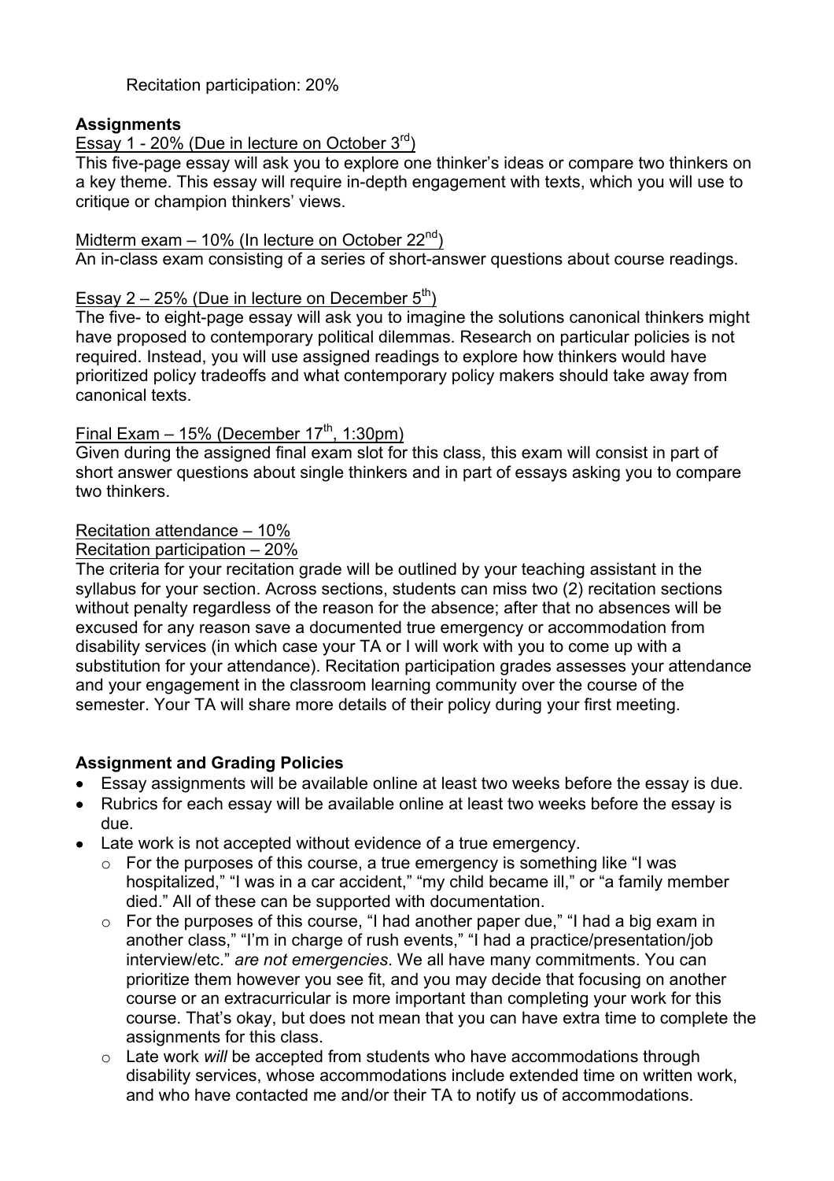Recitation participation: 20%

**Assignments**

Essay 1 - 20% (Due in lecture on October 3rd)

This five-page essay will ask you to explore one thinker's ideas or compare two thinkers on a key theme. This essay will require in-depth engagement with texts, which you will use to critique or champion thinkers' views.

Midterm exam – 10% (In lecture on October 22nd)

An in-class exam consisting of a series of short-answer questions about course readings.

Essay 2 – 25% (Due in lecture on December 5th)

The five- to eight-page essay will ask you to imagine the solutions canonical thinkers might have proposed to contemporary political dilemmas. Research on particular policies is not required. Instead, you will use assigned readings to explore how thinkers would have prioritized policy tradeoffs and what contemporary policy makers should take away from canonical texts.

Final Exam – 15% (December 17th, 1:30pm)

Given during the assigned final exam slot for this class, this exam will consist in part of short answer questions about single thinkers and in part of essays asking you to compare two thinkers.

Recitation attendance – 10%

Recitation participation – 20%

The criteria for your recitation grade will be outlined by your teaching assistant in the syllabus for your section. Across sections, students can miss two (2) recitation sections without penalty regardless of the reason for the absence; after that no absences will be excused for any reason save a documented true emergency or accommodation from disability services (in which case your TA or I will work with you to come up with a substitution for your attendance). Recitation participation grades assesses your attendance and your engagement in the classroom learning community over the course of the semester. Your TA will share more details of their policy during your first meeting.

**Assignment and Grading Policies**

- Essay assignments will be available online at least two weeks before the essay is due.
- Rubrics for each essay will be available online at least two weeks before the essay is due.
- Late work is not accepted without evidence of a true emergency.
  - For the purposes of this course, a true emergency is something like "I was hospitalized," "I was in a car accident," "my child became ill," or "a family member died." All of these can be supported with documentation.
  - For the purposes of this course, "I had another paper due," "I had a big exam in another class," "I'm in charge of rush events," "I had a practice/presentation/job interview/etc." *are not emergencies*. We all have many commitments. You can prioritize them however you see fit, and you may decide that focusing on another course or an extracurricular is more important than completing your work for this course. That's okay, but does not mean that you can have extra time to complete the assignments for this class.
  - Late work *will* be accepted from students who have accommodations through disability services, whose accommodations include extended time on written work, and who have contacted me and/or their TA to notify us of accommodations.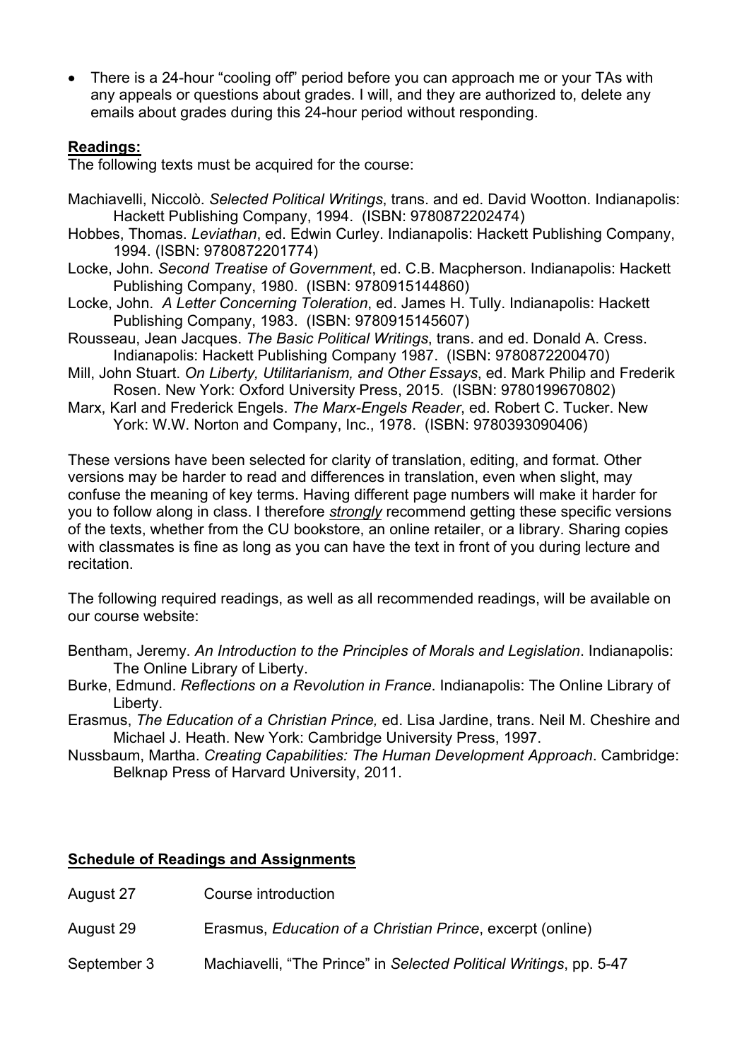- There is a 24-hour "cooling off" period before you can approach me or your TAs with any appeals or questions about grades. I will, and they are authorized to, delete any emails about grades during this 24-hour period without responding.

**Readings:**

The following texts must be acquired for the course:

Machiavelli, Niccolò. *Selected Political Writings*, trans. and ed. David Wootton. Indianapolis: Hackett Publishing Company, 1994. (ISBN: 9780872202474)

Hobbes, Thomas. *Leviathan*, ed. Edwin Curley. Indianapolis: Hackett Publishing Company, 1994. (ISBN: 9780872201774)

Locke, John. *Second Treatise of Government*, ed. C.B. Macpherson. Indianapolis: Hackett Publishing Company, 1980. (ISBN: 9780915144860)

Locke, John. *A Letter Concerning Toleration*, ed. James H. Tully. Indianapolis: Hackett Publishing Company, 1983. (ISBN: 9780915145607)

Rousseau, Jean Jacques. *The Basic Political Writings*, trans. and ed. Donald A. Cress. Indianapolis: Hackett Publishing Company 1987. (ISBN: 9780872200470)

Mill, John Stuart. *On Liberty, Utilitarianism, and Other Essays*, ed. Mark Philip and Frederik Rosen. New York: Oxford University Press, 2015. (ISBN: 9780199670802)

Marx, Karl and Frederick Engels. *The Marx-Engels Reader*, ed. Robert C. Tucker. New York: W.W. Norton and Company, Inc., 1978. (ISBN: 9780393090406)

These versions have been selected for clarity of translation, editing, and format. Other versions may be harder to read and differences in translation, even when slight, may confuse the meaning of key terms. Having different page numbers will make it harder for you to follow along in class. I therefore ***strongly*** recommend getting these specific versions of the texts, whether from the CU bookstore, an online retailer, or a library. Sharing copies with classmates is fine as long as you can have the text in front of you during lecture and recitation.

The following required readings, as well as all recommended readings, will be available on our course website:

Bentham, Jeremy. *An Introduction to the Principles of Morals and Legislation*. Indianapolis: The Online Library of Liberty.

Burke, Edmund. *Reflections on a Revolution in France*. Indianapolis: The Online Library of Liberty.

Erasmus, *The Education of a Christian Prince,* ed. Lisa Jardine, trans. Neil M. Cheshire and Michael J. Heath. New York: Cambridge University Press, 1997.

Nussbaum, Martha. *Creating Capabilities: The Human Development Approach*. Cambridge: Belknap Press of Harvard University, 2011.

**Schedule of Readings and Assignments**

| | |
|---|---|
| August 27 | Course introduction |
| August 29 | Erasmus, *Education of a Christian Prince*, excerpt (online) |
| September 3 | Machiavelli, "The Prince" in *Selected Political Writings*, pp. 5-47 |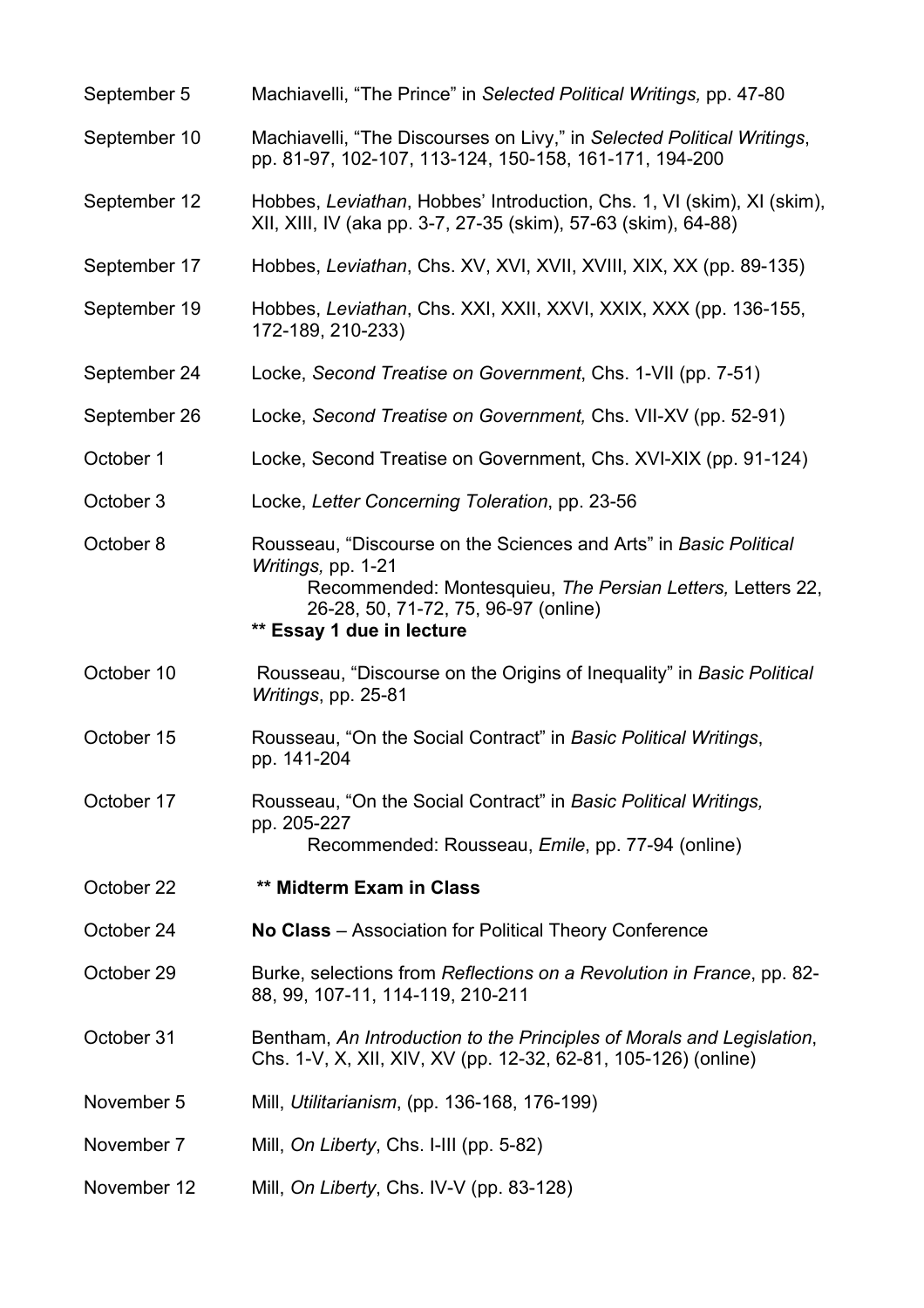| | |
|---|---|
| September 5 | Machiavelli, "The Prince" in *Selected Political Writings,* pp. 47-80 |
| September 10 | Machiavelli, "The Discourses on Livy," in *Selected Political Writings*, pp. 81-97, 102-107, 113-124, 150-158, 161-171, 194-200 |
| September 12 | Hobbes, *Leviathan*, Hobbes' Introduction, Chs. 1, VI (skim), XI (skim), XII, XIII, IV (aka pp. 3-7, 27-35 (skim), 57-63 (skim), 64-88) |
| September 17 | Hobbes, *Leviathan*, Chs. XV, XVI, XVII, XVIII, XIX, XX (pp. 89-135) |
| September 19 | Hobbes, *Leviathan*, Chs. XXI, XXII, XXVI, XXIX, XXX (pp. 136-155, 172-189, 210-233) |
| September 24 | Locke, *Second Treatise on Government*, Chs. 1-VII (pp. 7-51) |
| September 26 | Locke, *Second Treatise on Government,* Chs. VII-XV (pp. 52-91) |
| October 1 | Locke, Second Treatise on Government, Chs. XVI-XIX (pp. 91-124) |
| October 3 | Locke, *Letter Concerning Toleration*, pp. 23-56 |
| October 8 | Rousseau, "Discourse on the Sciences and Arts" in *Basic Political Writings,* pp. 1-21<br>Recommended: Montesquieu, *The Persian Letters,* Letters 22, 26-28, 50, 71-72, 75, 96-97 (online)<br>**\*\* Essay 1 due in lecture** |
| October 10 | Rousseau, "Discourse on the Origins of Inequality" in *Basic Political Writings*, pp. 25-81 |
| October 15 | Rousseau, "On the Social Contract" in *Basic Political Writings*, pp. 141-204 |
| October 17 | Rousseau, "On the Social Contract" in *Basic Political Writings,* pp. 205-227<br>Recommended: Rousseau, *Emile*, pp. 77-94 (online) |
| October 22 | **\*\* Midterm Exam in Class** |
| October 24 | **No Class** – Association for Political Theory Conference |
| October 29 | Burke, selections from *Reflections on a Revolution in France*, pp. 82-88, 99, 107-11, 114-119, 210-211 |
| October 31 | Bentham, *An Introduction to the Principles of Morals and Legislation*, Chs. 1-V, X, XII, XIV, XV (pp. 12-32, 62-81, 105-126) (online) |
| November 5 | Mill, *Utilitarianism*, (pp. 136-168, 176-199) |
| November 7 | Mill, *On Liberty*, Chs. I-III (pp. 5-82) |
| November 12 | Mill, *On Liberty*, Chs. IV-V (pp. 83-128) |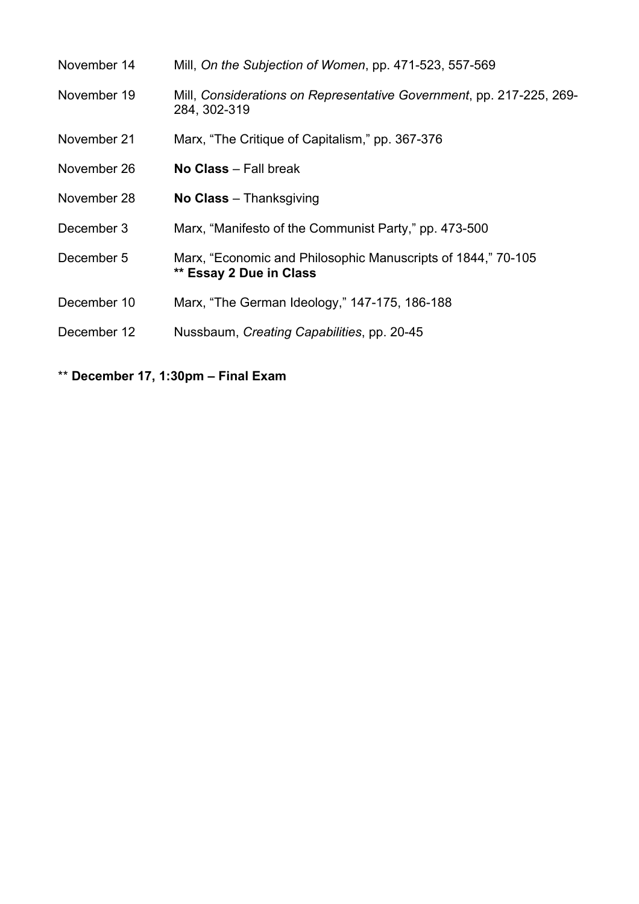| | |
|---|---|
| November 14 | Mill, *On the Subjection of Women*, pp. 471-523, 557-569 |
| November 19 | Mill, *Considerations on Representative Government*, pp. 217-225, 269-284, 302-319 |
| November 21 | Marx, "The Critique of Capitalism," pp. 367-376 |
| November 26 | **No Class** – Fall break |
| November 28 | **No Class** – Thanksgiving |
| December 3 | Marx, "Manifesto of the Communist Party," pp. 473-500 |
| December 5 | Marx, "Economic and Philosophic Manuscripts of 1844," 70-105<br>**\*\* Essay 2 Due in Class** |
| December 10 | Marx, "The German Ideology," 147-175, 186-188 |
| December 12 | Nussbaum, *Creating Capabilities*, pp. 20-45 |

** **December 17, 1:30pm – Final Exam**